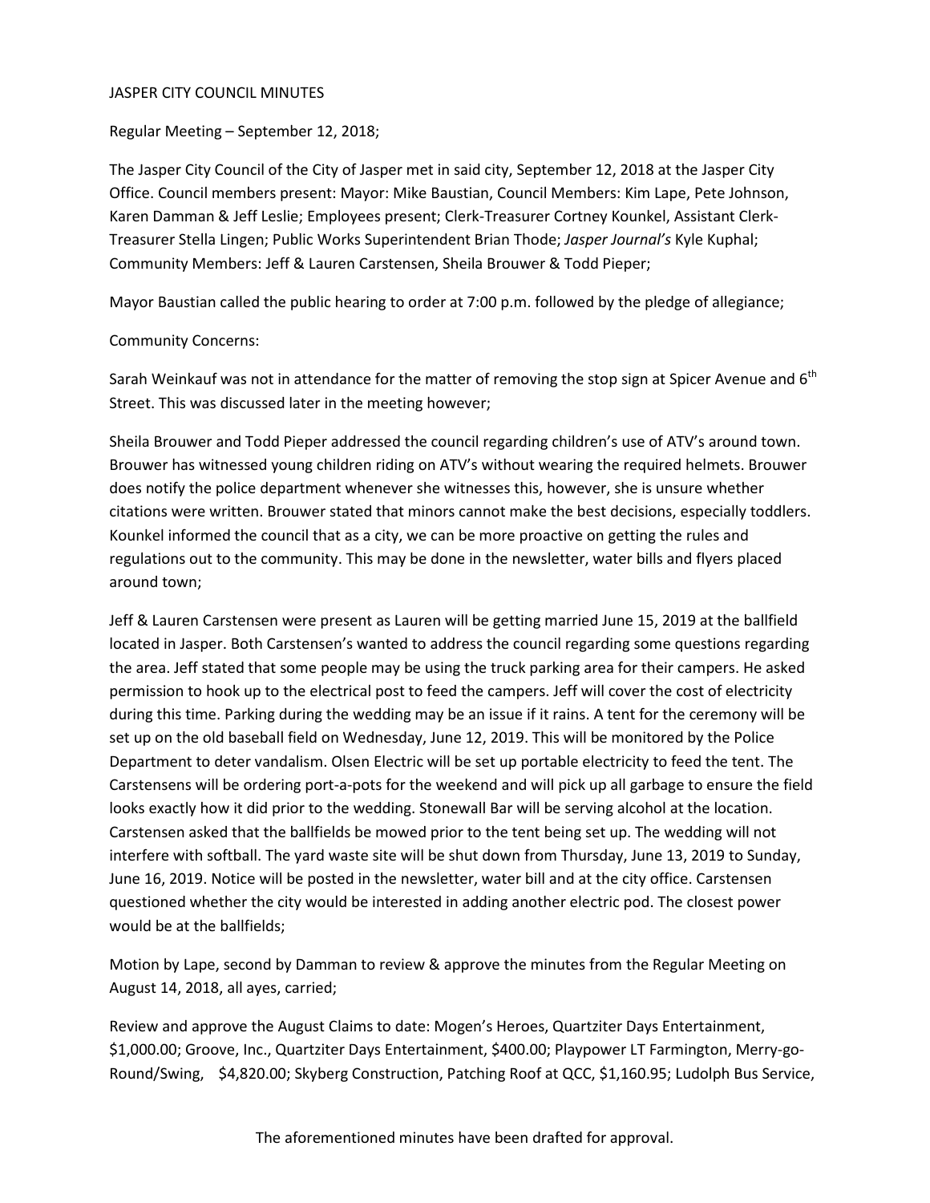JASPER CITY COUNCIL MINUTES

Regular Meeting – September 12, 2018;

The Jasper City Council of the City of Jasper met in said city, September 12, 2018 at the Jasper City Office. Council members present: Mayor: Mike Baustian, Council Members: Kim Lape, Pete Johnson, Karen Damman & Jeff Leslie; Employees present; Clerk-Treasurer Cortney Kounkel, Assistant Clerk-Treasurer Stella Lingen; Public Works Superintendent Brian Thode; *Jasper Journal's* Kyle Kuphal; Community Members: Jeff & Lauren Carstensen, Sheila Brouwer & Todd Pieper;

Mayor Baustian called the public hearing to order at 7:00 p.m. followed by the pledge of allegiance;

Community Concerns:

Sarah Weinkauf was not in attendance for the matter of removing the stop sign at Spicer Avenue and 6th Street. This was discussed later in the meeting however;

Sheila Brouwer and Todd Pieper addressed the council regarding children's use of ATV's around town. Brouwer has witnessed young children riding on ATV's without wearing the required helmets. Brouwer does notify the police department whenever she witnesses this, however, she is unsure whether citations were written. Brouwer stated that minors cannot make the best decisions, especially toddlers. Kounkel informed the council that as a city, we can be more proactive on getting the rules and regulations out to the community. This may be done in the newsletter, water bills and flyers placed around town;

Jeff & Lauren Carstensen were present as Lauren will be getting married June 15, 2019 at the ballfield located in Jasper. Both Carstensen's wanted to address the council regarding some questions regarding the area. Jeff stated that some people may be using the truck parking area for their campers. He asked permission to hook up to the electrical post to feed the campers. Jeff will cover the cost of electricity during this time. Parking during the wedding may be an issue if it rains. A tent for the ceremony will be set up on the old baseball field on Wednesday, June 12, 2019. This will be monitored by the Police Department to deter vandalism. Olsen Electric will be set up portable electricity to feed the tent. The Carstensens will be ordering port-a-pots for the weekend and will pick up all garbage to ensure the field looks exactly how it did prior to the wedding. Stonewall Bar will be serving alcohol at the location. Carstensen asked that the ballfields be mowed prior to the tent being set up. The wedding will not interfere with softball. The yard waste site will be shut down from Thursday, June 13, 2019 to Sunday, June 16, 2019. Notice will be posted in the newsletter, water bill and at the city office. Carstensen questioned whether the city would be interested in adding another electric pod. The closest power would be at the ballfields;

Motion by Lape, second by Damman to review & approve the minutes from the Regular Meeting on August 14, 2018, all ayes, carried;

Review and approve the August Claims to date: Mogen's Heroes, Quartziter Days Entertainment, $1,000.00; Groove, Inc., Quartziter Days Entertainment, $400.00; Playpower LT Farmington, Merry-go-Round/Swing, $4,820.00; Skyberg Construction, Patching Roof at QCC, $1,160.95; Ludolph Bus Service,

The aforementioned minutes have been drafted for approval.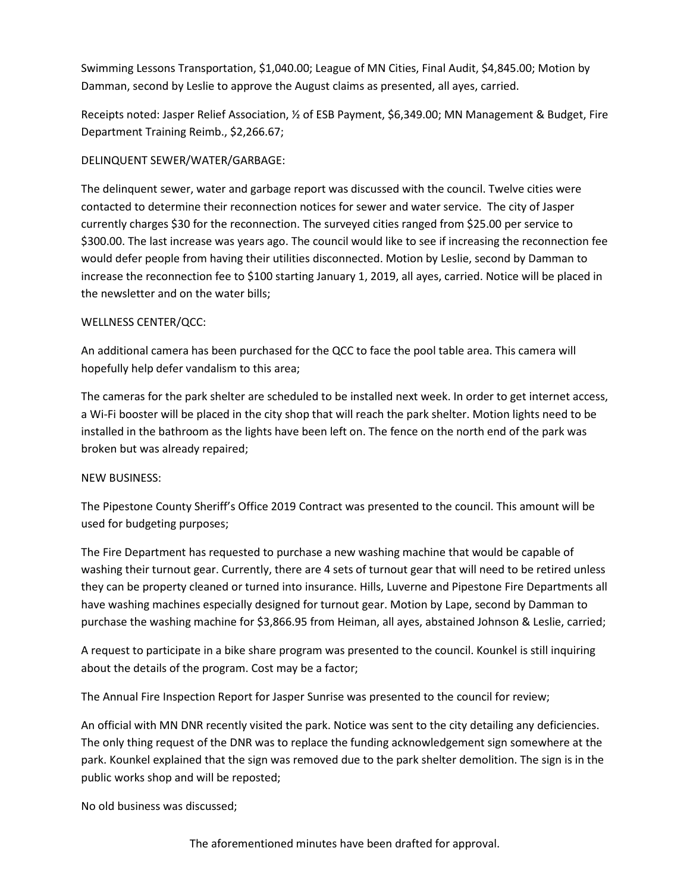Swimming Lessons Transportation, $1,040.00; League of MN Cities, Final Audit, $4,845.00; Motion by Damman, second by Leslie to approve the August claims as presented, all ayes, carried.

Receipts noted: Jasper Relief Association, ½ of ESB Payment, $6,349.00; MN Management & Budget, Fire Department Training Reimb., $2,266.67;

DELINQUENT SEWER/WATER/GARBAGE:

The delinquent sewer, water and garbage report was discussed with the council. Twelve cities were contacted to determine their reconnection notices for sewer and water service. The city of Jasper currently charges $30 for the reconnection. The surveyed cities ranged from $25.00 per service to $300.00. The last increase was years ago. The council would like to see if increasing the reconnection fee would defer people from having their utilities disconnected. Motion by Leslie, second by Damman to increase the reconnection fee to $100 starting January 1, 2019, all ayes, carried. Notice will be placed in the newsletter and on the water bills;

WELLNESS CENTER/QCC:

An additional camera has been purchased for the QCC to face the pool table area. This camera will hopefully help defer vandalism to this area;

The cameras for the park shelter are scheduled to be installed next week. In order to get internet access, a Wi-Fi booster will be placed in the city shop that will reach the park shelter. Motion lights need to be installed in the bathroom as the lights have been left on. The fence on the north end of the park was broken but was already repaired;

NEW BUSINESS:

The Pipestone County Sheriff's Office 2019 Contract was presented to the council. This amount will be used for budgeting purposes;

The Fire Department has requested to purchase a new washing machine that would be capable of washing their turnout gear. Currently, there are 4 sets of turnout gear that will need to be retired unless they can be property cleaned or turned into insurance. Hills, Luverne and Pipestone Fire Departments all have washing machines especially designed for turnout gear. Motion by Lape, second by Damman to purchase the washing machine for $3,866.95 from Heiman, all ayes, abstained Johnson & Leslie, carried;

A request to participate in a bike share program was presented to the council. Kounkel is still inquiring about the details of the program. Cost may be a factor;

The Annual Fire Inspection Report for Jasper Sunrise was presented to the council for review;

An official with MN DNR recently visited the park. Notice was sent to the city detailing any deficiencies. The only thing request of the DNR was to replace the funding acknowledgement sign somewhere at the park. Kounkel explained that the sign was removed due to the park shelter demolition. The sign is in the public works shop and will be reposted;

No old business was discussed;

The aforementioned minutes have been drafted for approval.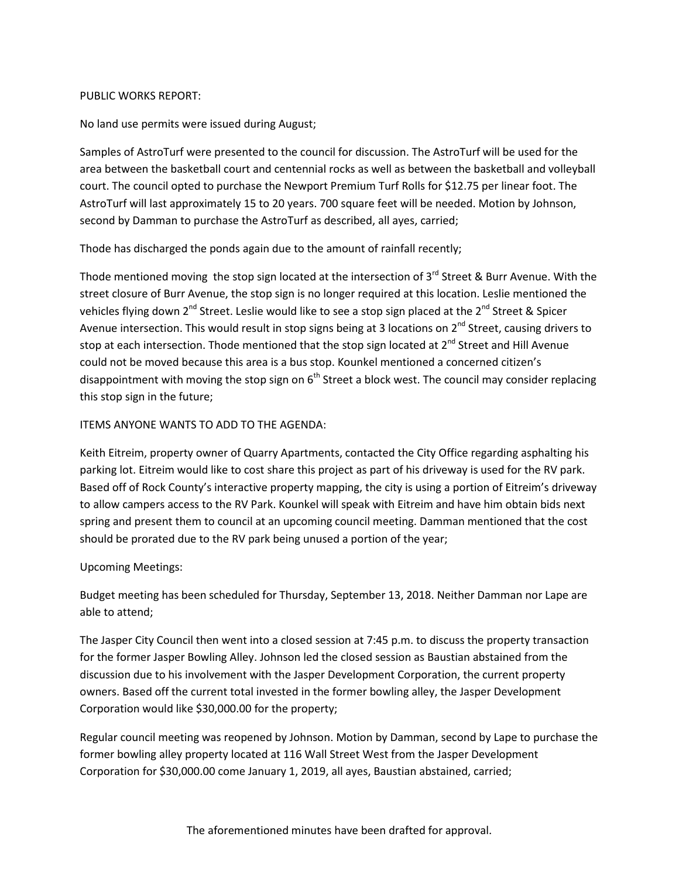PUBLIC WORKS REPORT:

No land use permits were issued during August;

Samples of AstroTurf were presented to the council for discussion. The AstroTurf will be used for the area between the basketball court and centennial rocks as well as between the basketball and volleyball court. The council opted to purchase the Newport Premium Turf Rolls for $12.75 per linear foot. The AstroTurf will last approximately 15 to 20 years. 700 square feet will be needed. Motion by Johnson, second by Damman to purchase the AstroTurf as described, all ayes, carried;

Thode has discharged the ponds again due to the amount of rainfall recently;

Thode mentioned moving the stop sign located at the intersection of 3rd Street & Burr Avenue. With the street closure of Burr Avenue, the stop sign is no longer required at this location. Leslie mentioned the vehicles flying down 2nd Street. Leslie would like to see a stop sign placed at the 2nd Street & Spicer Avenue intersection. This would result in stop signs being at 3 locations on 2nd Street, causing drivers to stop at each intersection. Thode mentioned that the stop sign located at 2nd Street and Hill Avenue could not be moved because this area is a bus stop. Kounkel mentioned a concerned citizen's disappointment with moving the stop sign on 6th Street a block west. The council may consider replacing this stop sign in the future;

ITEMS ANYONE WANTS TO ADD TO THE AGENDA:

Keith Eitreim, property owner of Quarry Apartments, contacted the City Office regarding asphalting his parking lot. Eitreim would like to cost share this project as part of his driveway is used for the RV park. Based off of Rock County's interactive property mapping, the city is using a portion of Eitreim's driveway to allow campers access to the RV Park. Kounkel will speak with Eitreim and have him obtain bids next spring and present them to council at an upcoming council meeting. Damman mentioned that the cost should be prorated due to the RV park being unused a portion of the year;

Upcoming Meetings:

Budget meeting has been scheduled for Thursday, September 13, 2018. Neither Damman nor Lape are able to attend;

The Jasper City Council then went into a closed session at 7:45 p.m. to discuss the property transaction for the former Jasper Bowling Alley. Johnson led the closed session as Baustian abstained from the discussion due to his involvement with the Jasper Development Corporation, the current property owners. Based off the current total invested in the former bowling alley, the Jasper Development Corporation would like $30,000.00 for the property;

Regular council meeting was reopened by Johnson. Motion by Damman, second by Lape to purchase the former bowling alley property located at 116 Wall Street West from the Jasper Development Corporation for $30,000.00 come January 1, 2019, all ayes, Baustian abstained, carried;

The aforementioned minutes have been drafted for approval.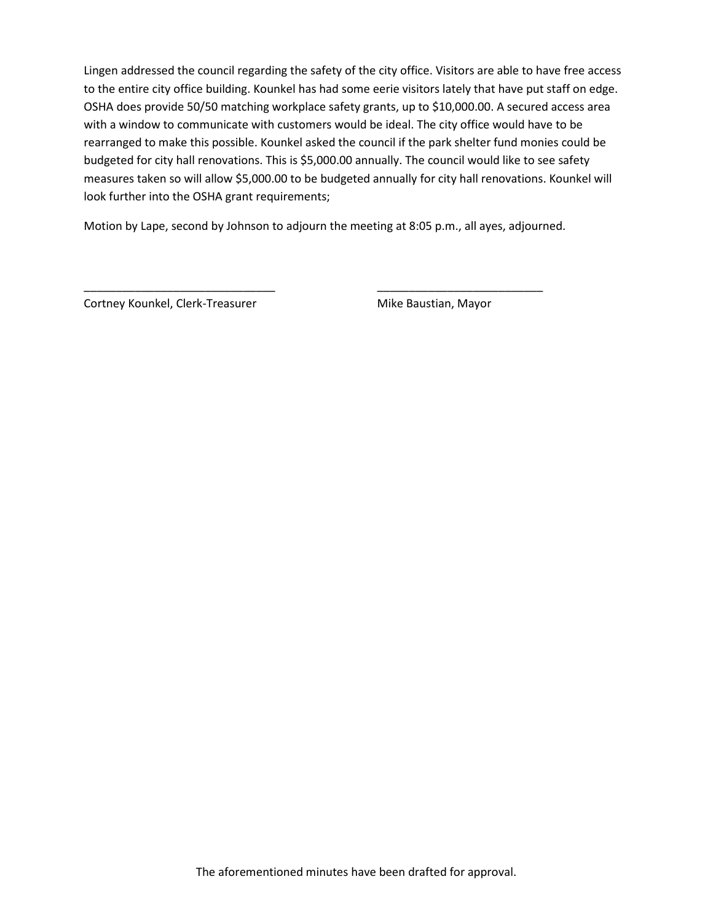Lingen addressed the council regarding the safety of the city office. Visitors are able to have free access to the entire city office building. Kounkel has had some eerie visitors lately that have put staff on edge. OSHA does provide 50/50 matching workplace safety grants, up to $10,000.00. A secured access area with a window to communicate with customers would be ideal. The city office would have to be rearranged to make this possible. Kounkel asked the council if the park shelter fund monies could be budgeted for city hall renovations. This is $5,000.00 annually. The council would like to see safety measures taken so will allow $5,000.00 to be budgeted annually for city hall renovations. Kounkel will look further into the OSHA grant requirements;

Motion by Lape, second by Johnson to adjourn the meeting at 8:05 p.m., all ayes, adjourned.

| | |
|---|---|
| ______________________________ | __________________________ |
| Cortney Kounkel, Clerk-Treasurer | Mike Baustian, Mayor |

The aforementioned minutes have been drafted for approval.